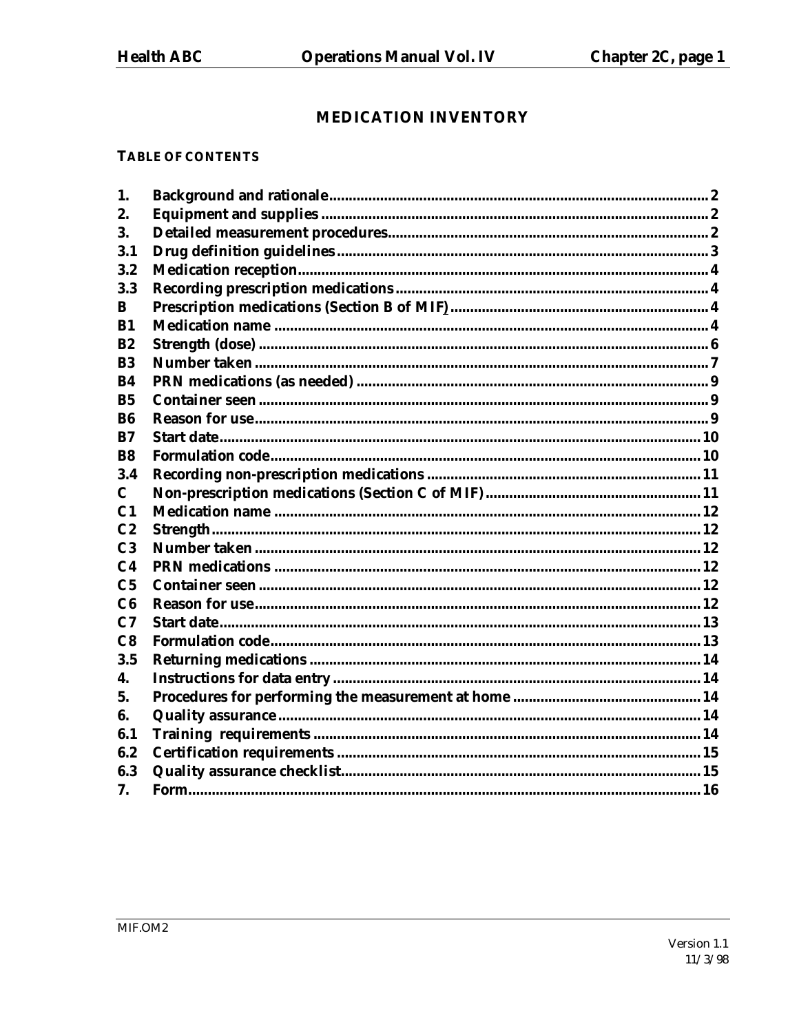# MEDICATION INVENTORY

### TABLE OF CONTENTS

| | | |
|---|---|---|
| 1. | Background and rationale | 2 |
| 2. | Equipment and supplies | 2 |
| 3. | Detailed measurement procedures | 2 |
| 3.1 | Drug definition guidelines | 3 |
| 3.2 | Medication reception | 4 |
| 3.3 | Recording prescription medications | 4 |
| B | Prescription medications (Section B of MIF) | 4 |
| B1 | Medication name | 4 |
| B2 | Strength (dose) | 6 |
| B3 | Number taken | 7 |
| B4 | PRN medications (as needed) | 9 |
| B5 | Container seen | 9 |
| B6 | Reason for use | 9 |
| B7 | Start date | 10 |
| B8 | Formulation code | 10 |
| 3.4 | Recording non-prescription medications | 11 |
| C | Non-prescription medications (Section C of MIF) | 11 |
| C1 | Medication name | 12 |
| C2 | Strength | 12 |
| C3 | Number taken | 12 |
| C4 | PRN medications | 12 |
| C5 | Container seen | 12 |
| C6 | Reason for use | 12 |
| C7 | Start date | 13 |
| C8 | Formulation code | 13 |
| 3.5 | Returning medications | 14 |
| 4. | Instructions for data entry | 14 |
| 5. | Procedures for performing the measurement at home | 14 |
| 6. | Quality assurance | 14 |
| 6.1 | Training requirements | 14 |
| 6.2 | Certification requirements | 15 |
| 6.3 | Quality assurance checklist | 15 |
| 7. | Form | 16 |

MIF.OM2

Version 1.1
11/3/98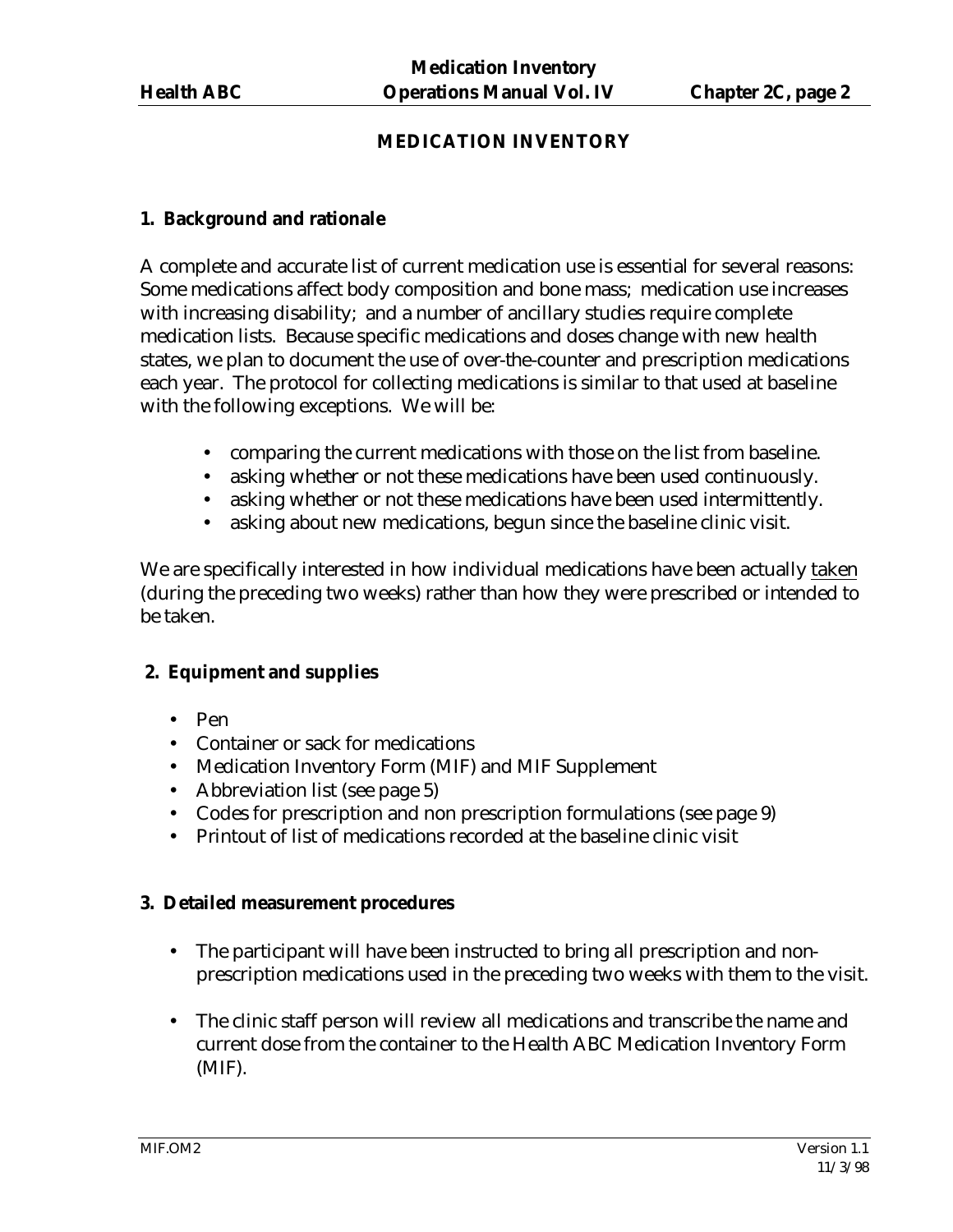# MEDICATION INVENTORY

## 1. Background and rationale

A complete and accurate list of current medication use is essential for several reasons: Some medications affect body composition and bone mass; medication use increases with increasing disability; and a number of ancillary studies require complete medication lists. Because specific medications and doses change with new health states, we plan to document the use of over-the-counter and prescription medications each year. The protocol for collecting medications is similar to that used at baseline with the following exceptions. We will be:

- comparing the current medications with those on the list from baseline.
- asking whether or not these medications have been used continuously.
- asking whether or not these medications have been used intermittently.
- asking about new medications, begun since the baseline clinic visit.

We are specifically interested in how individual medications have been actually taken (during the preceding two weeks) rather than how they were prescribed or intended to be taken.

## 2. Equipment and supplies

- Pen
- Container or sack for medications
- Medication Inventory Form (MIF) and MIF Supplement
- Abbreviation list (see page 5)
- Codes for prescription and non prescription formulations (see page 9)
- Printout of list of medications recorded at the baseline clinic visit

## 3. Detailed measurement procedures

- The participant will have been instructed to bring all prescription and non-prescription medications used in the preceding two weeks with them to the visit.
- The clinic staff person will review all medications and transcribe the name and current dose from the container to the Health ABC Medication Inventory Form (MIF).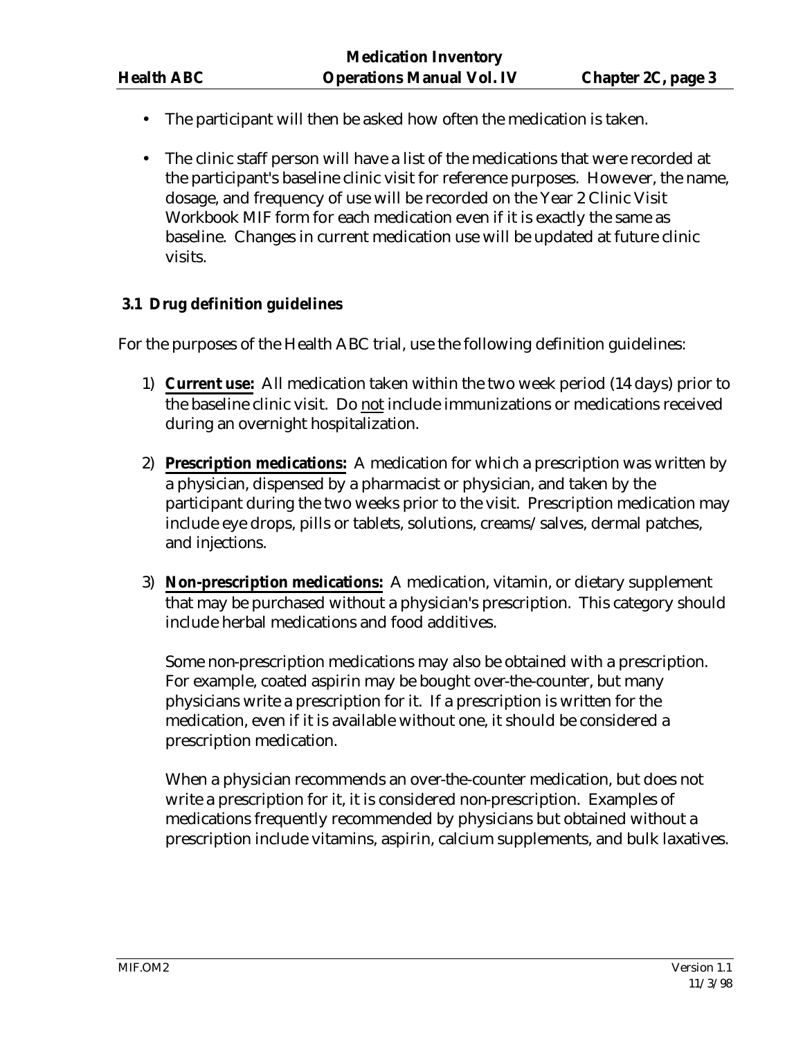- The participant will then be asked how often the medication is taken.
- The clinic staff person will have a list of the medications that were recorded at the participant's baseline clinic visit for reference purposes. However, the name, dosage, and frequency of use will be recorded on the Year 2 Clinic Visit Workbook MIF form for each medication even if it is exactly the same as baseline. Changes in current medication use will be updated at future clinic visits.

### 3.1 Drug definition guidelines

For the purposes of the Health ABC trial, use the following definition guidelines:

1) **Current use:** All medication taken within the two week period (14 days) prior to the baseline clinic visit. Do not include immunizations or medications received during an overnight hospitalization.

2) **Prescription medications:** A medication for which a prescription was written by a physician, dispensed by a pharmacist or physician, and taken by the participant during the two weeks prior to the visit. Prescription medication may include eye drops, pills or tablets, solutions, creams/salves, dermal patches, and injections.

3) **Non-prescription medications:** A medication, vitamin, or dietary supplement that may be purchased without a physician's prescription. This category should include herbal medications and food additives.

   Some non-prescription medications may also be obtained with a prescription. For example, coated aspirin may be bought over-the-counter, but many physicians write a prescription for it. If a prescription is written for the medication, even if it is available without one, it should be considered a prescription medication.

   When a physician recommends an over-the-counter medication, but does not write a prescription for it, it is considered non-prescription. Examples of medications frequently recommended by physicians but obtained without a prescription include vitamins, aspirin, calcium supplements, and bulk laxatives.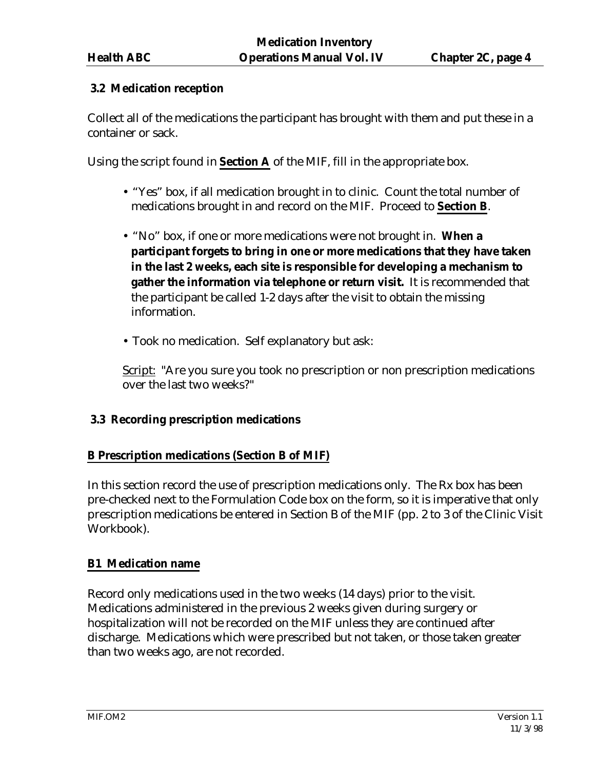### 3.2 Medication reception

Collect all of the medications the participant has brought with them and put these in a container or sack.

Using the script found in **Section A** of the MIF, fill in the appropriate box.

- "Yes" box, if all medication brought in to clinic. Count the total number of medications brought in and record on the MIF. Proceed to **Section B**.
- "No" box, if one or more medications were not brought in. **When a participant forgets to bring in one or more medications that they have taken in the last 2 weeks, each site is responsible for developing a mechanism to gather the information via telephone or return visit.** It is recommended that the participant be called 1-2 days after the visit to obtain the missing information.
- Took no medication. Self explanatory but ask:

Script: "Are you sure you took no prescription or non prescription medications over the last two weeks?"

### 3.3 Recording prescription medications

**B Prescription medications (Section B of MIF)**

In this section record the use of prescription medications only. The Rx box has been pre-checked next to the Formulation Code box on the form, so it is imperative that only prescription medications be entered in Section B of the MIF (pp. 2 to 3 of the Clinic Visit Workbook).

**B1 Medication name**

Record only medications used in the two weeks (14 days) prior to the visit. Medications administered in the previous 2 weeks given during surgery or hospitalization will not be recorded on the MIF unless they are continued after discharge. Medications which were prescribed but not taken, or those taken greater than two weeks ago, are not recorded.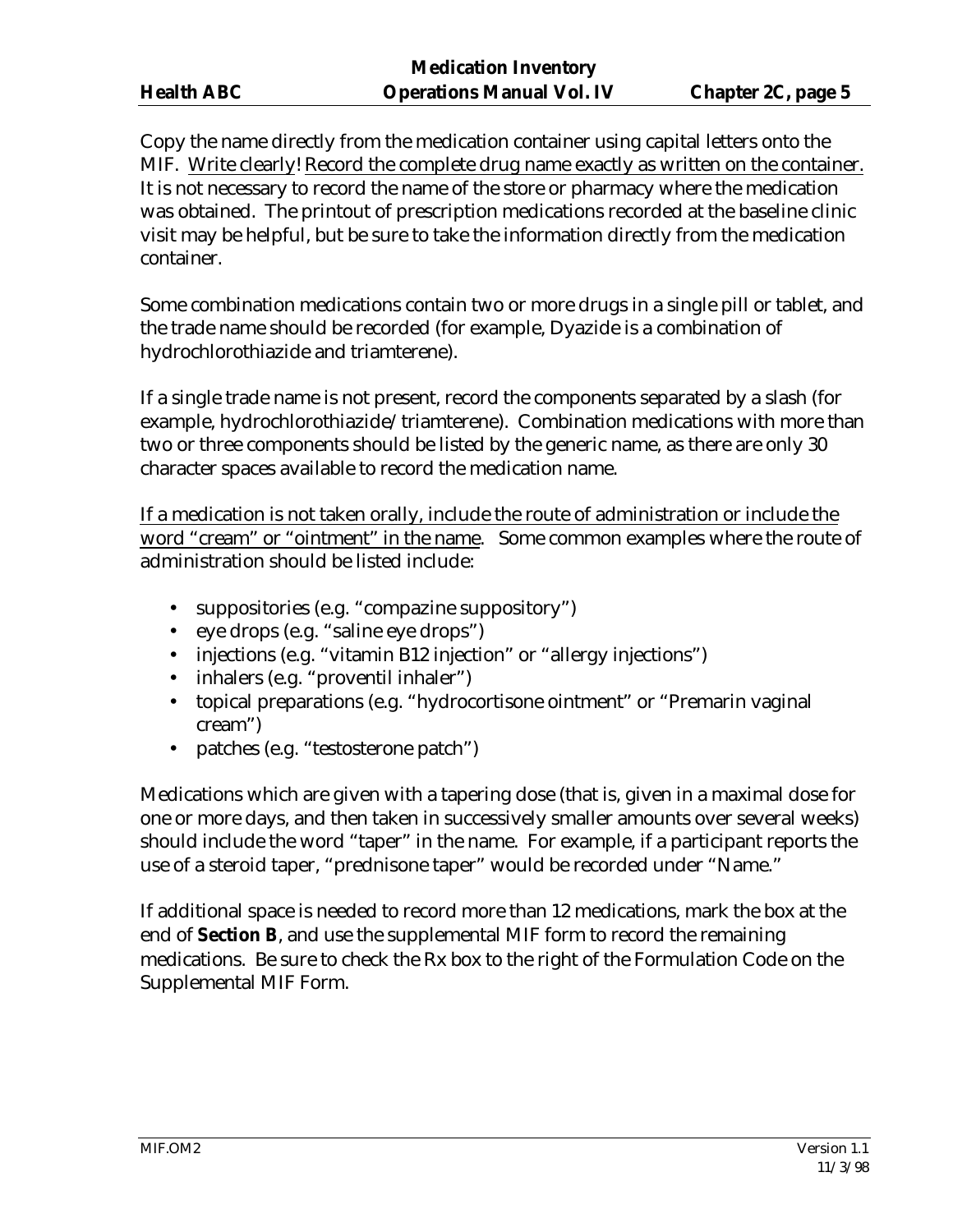Copy the name directly from the medication container using capital letters onto the MIF. Write clearly! Record the complete drug name exactly as written on the container. It is not necessary to record the name of the store or pharmacy where the medication was obtained. The printout of prescription medications recorded at the baseline clinic visit may be helpful, but be sure to take the information directly from the medication container.

Some combination medications contain two or more drugs in a single pill or tablet, and the trade name should be recorded (for example, Dyazide is a combination of hydrochlorothiazide and triamterene).

If a single trade name is not present, record the components separated by a slash (for example, hydrochlorothiazide/triamterene). Combination medications with more than two or three components should be listed by the generic name, as there are only 30 character spaces available to record the medication name.

If a medication is not taken orally, include the route of administration or include the word "cream" or "ointment" in the name. Some common examples where the route of administration should be listed include:

- suppositories (e.g. "compazine suppository")
- eye drops (e.g. "saline eye drops")
- injections (e.g. "vitamin B12 injection" or "allergy injections")
- inhalers (e.g. "proventil inhaler")
- topical preparations (e.g. "hydrocortisone ointment" or "Premarin vaginal cream")
- patches (e.g. "testosterone patch")

Medications which are given with a tapering dose (that is, given in a maximal dose for one or more days, and then taken in successively smaller amounts over several weeks) should include the word "taper" in the name. For example, if a participant reports the use of a steroid taper, "prednisone taper" would be recorded under "Name."

If additional space is needed to record more than 12 medications, mark the box at the end of **Section B**, and use the supplemental MIF form to record the remaining medications. Be sure to check the Rx box to the right of the Formulation Code on the Supplemental MIF Form.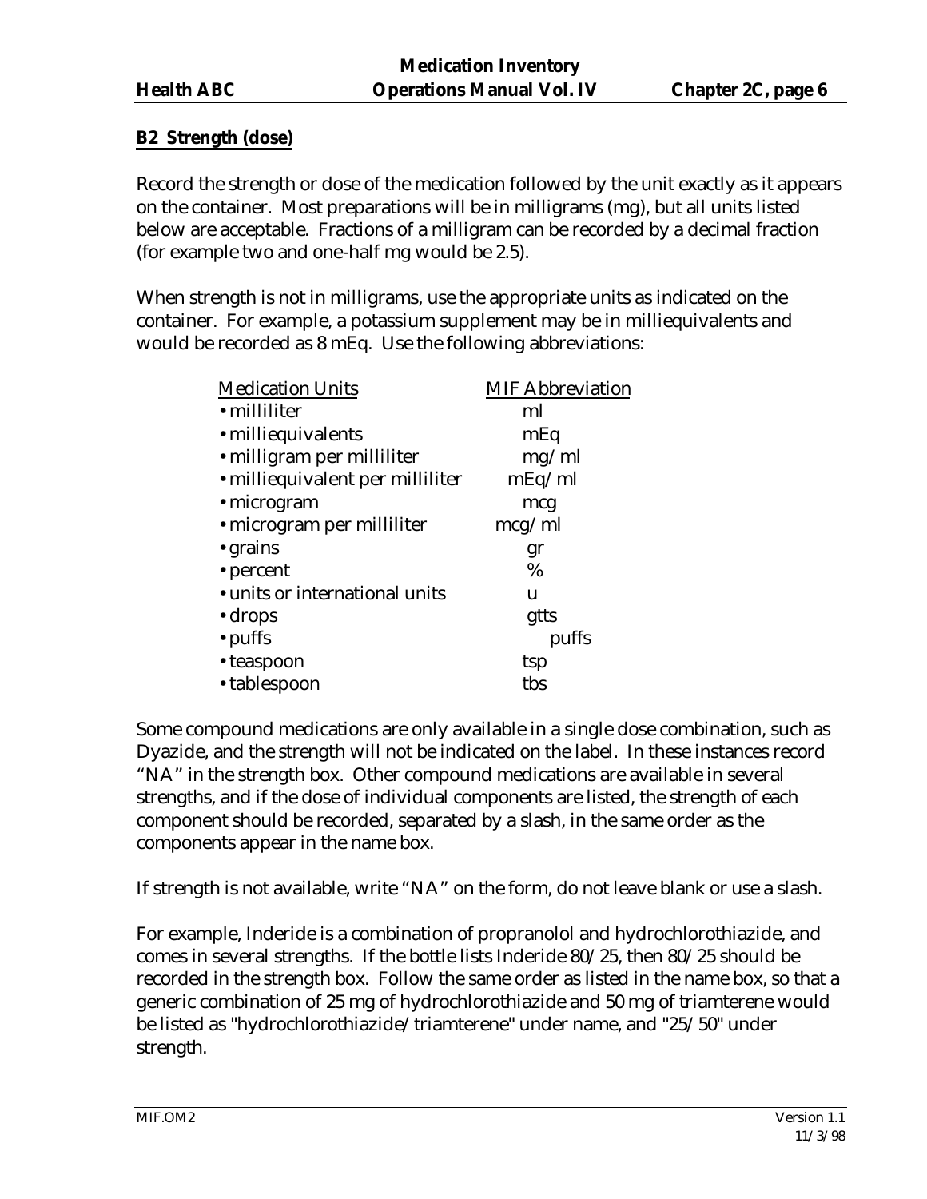## B2 Strength (dose)

Record the strength or dose of the medication followed by the unit exactly as it appears on the container. Most preparations will be in milligrams (mg), but all units listed below are acceptable. Fractions of a milligram can be recorded by a decimal fraction (for example two and one-half mg would be 2.5).

When strength is not in milligrams, use the appropriate units as indicated on the container. For example, a potassium supplement may be in milliequivalents and would be recorded as 8 mEq. Use the following abbreviations:

| Medication Units | MIF Abbreviation |
|---|---|
| • milliliter | ml |
| • milliequivalents | mEq |
| • milligram per milliliter | mg/ml |
| • milliequivalent per milliliter | mEq/ml |
| • microgram | mcg |
| • microgram per milliliter | mcg/ml |
| • grains | gr |
| • percent | % |
| • units or international units | u |
| • drops | gtts |
| • puffs | puffs |
| • teaspoon | tsp |
| • tablespoon | tbs |

Some compound medications are only available in a single dose combination, such as Dyazide, and the strength will not be indicated on the label. In these instances record "NA" in the strength box. Other compound medications are available in several strengths, and if the dose of individual components are listed, the strength of each component should be recorded, separated by a slash, in the same order as the components appear in the name box.

If strength is not available, write "NA" on the form, do not leave blank or use a slash.

For example, Inderide is a combination of propranolol and hydrochlorothiazide, and comes in several strengths. If the bottle lists Inderide 80/25, then 80/25 should be recorded in the strength box. Follow the same order as listed in the name box, so that a generic combination of 25 mg of hydrochlorothiazide and 50 mg of triamterene would be listed as "hydrochlorothiazide/triamterene" under name, and "25/50" under strength.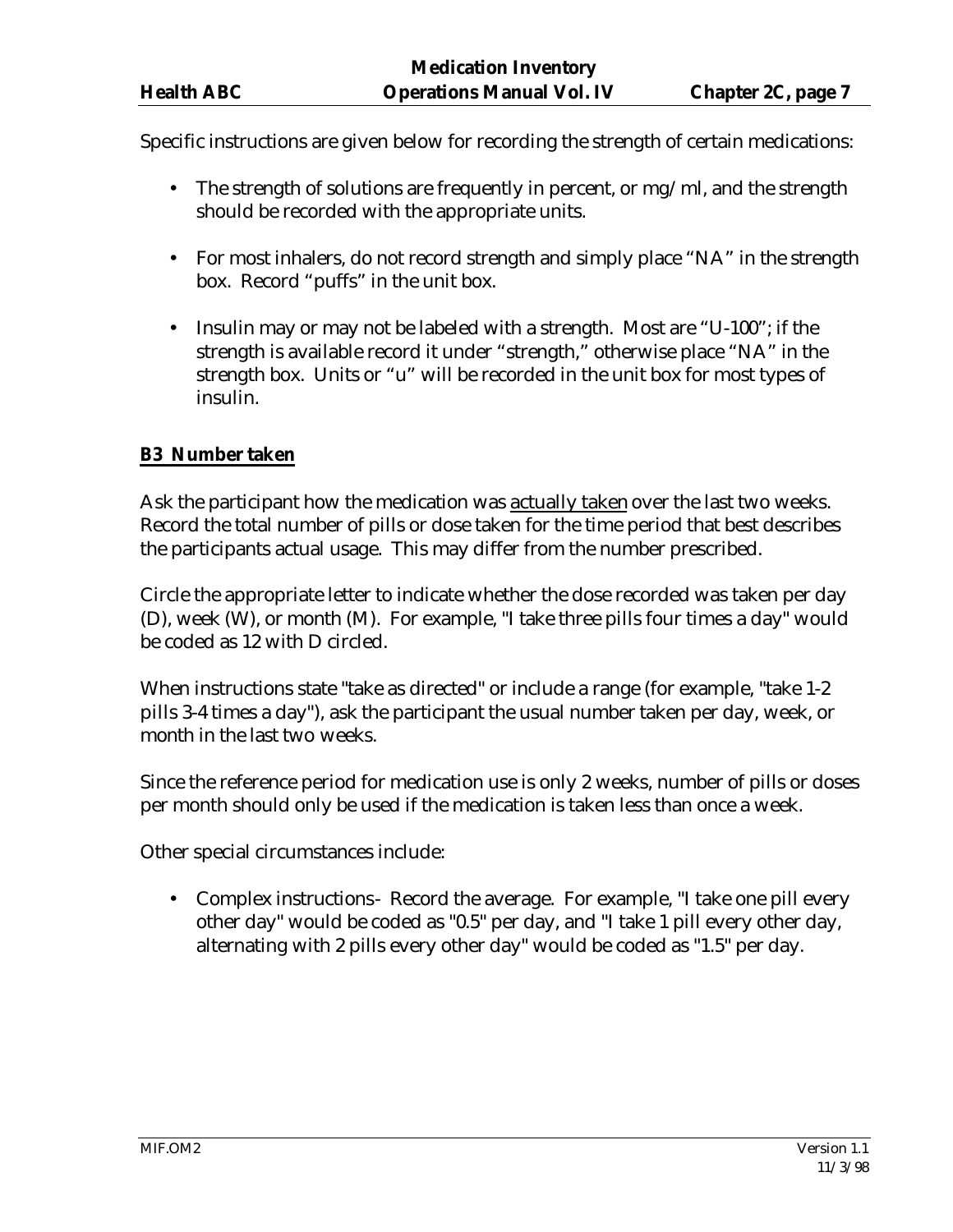Specific instructions are given below for recording the strength of certain medications:

- The strength of solutions are frequently in percent, or mg/ml, and the strength should be recorded with the appropriate units.
- For most inhalers, do not record strength and simply place "NA" in the strength box. Record "puffs" in the unit box.
- Insulin may or may not be labeled with a strength. Most are "U-100"; if the strength is available record it under "strength," otherwise place "NA" in the strength box. Units or "u" will be recorded in the unit box for most types of insulin.

## B3 Number taken

Ask the participant how the medication was actually taken over the last two weeks. Record the total number of pills or dose taken for the time period that best describes the participants actual usage. This may differ from the number prescribed.

Circle the appropriate letter to indicate whether the dose recorded was taken per day (D), week (W), or month (M). For example, "I take three pills four times a day" would be coded as 12 with D circled.

When instructions state "take as directed" or include a range (for example, "take 1-2 pills 3-4 times a day"), ask the participant the usual number taken per day, week, or month in the last two weeks.

Since the reference period for medication use is only 2 weeks, number of pills or doses per month should only be used if the medication is taken less than once a week.

Other special circumstances include:

- Complex instructions- Record the average. For example, "I take one pill every other day" would be coded as "0.5" per day, and "I take 1 pill every other day, alternating with 2 pills every other day" would be coded as "1.5" per day.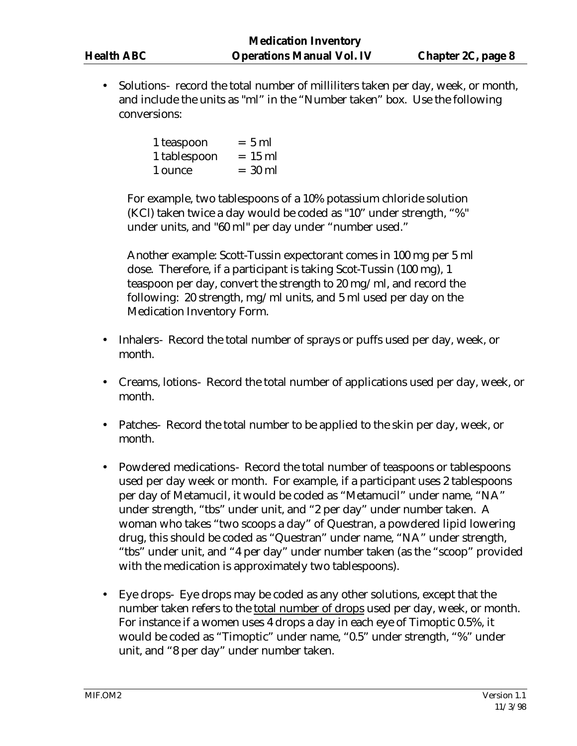- Solutions- record the total number of milliliters taken per day, week, or month, and include the units as "ml" in the "Number taken" box. Use the following conversions:

  | | |
  |---|---|
  | 1 teaspoon | = 5 ml |
  | 1 tablespoon | = 15 ml |
  | 1 ounce | = 30 ml |

  For example, two tablespoons of a 10% potassium chloride solution (KCl) taken twice a day would be coded as "10" under strength, "%" under units, and "60 ml" per day under "number used."

  Another example: Scott-Tussin expectorant comes in 100 mg per 5 ml dose. Therefore, if a participant is taking Scot-Tussin (100 mg), 1 teaspoon per day, convert the strength to 20 mg/ml, and record the following: 20 strength, mg/ml units, and 5 ml used per day on the Medication Inventory Form.

- Inhalers- Record the total number of sprays or puffs used per day, week, or month.

- Creams, lotions- Record the total number of applications used per day, week, or month.

- Patches- Record the total number to be applied to the skin per day, week, or month.

- Powdered medications- Record the total number of teaspoons or tablespoons used per day week or month. For example, if a participant uses 2 tablespoons per day of Metamucil, it would be coded as "Metamucil" under name, "NA" under strength, "tbs" under unit, and "2 per day" under number taken. A woman who takes "two scoops a day" of Questran, a powdered lipid lowering drug, this should be coded as "Questran" under name, "NA" under strength, "tbs" under unit, and "4 per day" under number taken (as the "scoop" provided with the medication is approximately two tablespoons).

- Eye drops- Eye drops may be coded as any other solutions, except that the number taken refers to the total number of drops used per day, week, or month. For instance if a women uses 4 drops a day in each eye of Timoptic 0.5%, it would be coded as "Timoptic" under name, "0.5" under strength, "%" under unit, and "8 per day" under number taken.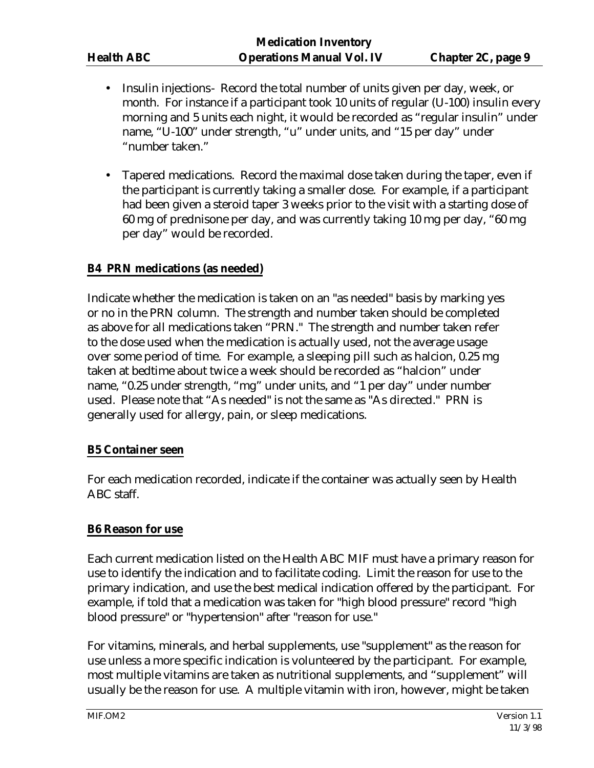- Insulin injections- Record the total number of units given per day, week, or month. For instance if a participant took 10 units of regular (U-100) insulin every morning and 5 units each night, it would be recorded as "regular insulin" under name, "U-100" under strength, "u" under units, and "15 per day" under "number taken."

- Tapered medications. Record the maximal dose taken during the taper, even if the participant is currently taking a smaller dose. For example, if a participant had been given a steroid taper 3 weeks prior to the visit with a starting dose of 60 mg of prednisone per day, and was currently taking 10 mg per day, "60 mg per day" would be recorded.

**B4 PRN medications (as needed)**

Indicate whether the medication is taken on an "as needed" basis by marking yes or no in the PRN column. The strength and number taken should be completed as above for all medications taken "PRN." The strength and number taken refer to the dose used when the medication is actually used, not the average usage over some period of time. For example, a sleeping pill such as halcion, 0.25 mg taken at bedtime about twice a week should be recorded as "halcion" under name, "0.25 under strength, "mg" under units, and "1 per day" under number used. Please note that "As needed" is not the same as "As directed." PRN is generally used for allergy, pain, or sleep medications.

**B5 Container seen**

For each medication recorded, indicate if the container was actually seen by Health ABC staff.

**B6 Reason for use**

Each current medication listed on the Health ABC MIF must have a primary reason for use to identify the indication and to facilitate coding. Limit the reason for use to the primary indication, and use the best medical indication offered by the participant. For example, if told that a medication was taken for "high blood pressure" record "high blood pressure" or "hypertension" after "reason for use."

For vitamins, minerals, and herbal supplements, use "supplement" as the reason for use unless a more specific indication is volunteered by the participant. For example, most multiple vitamins are taken as nutritional supplements, and "supplement" will usually be the reason for use. A multiple vitamin with iron, however, might be taken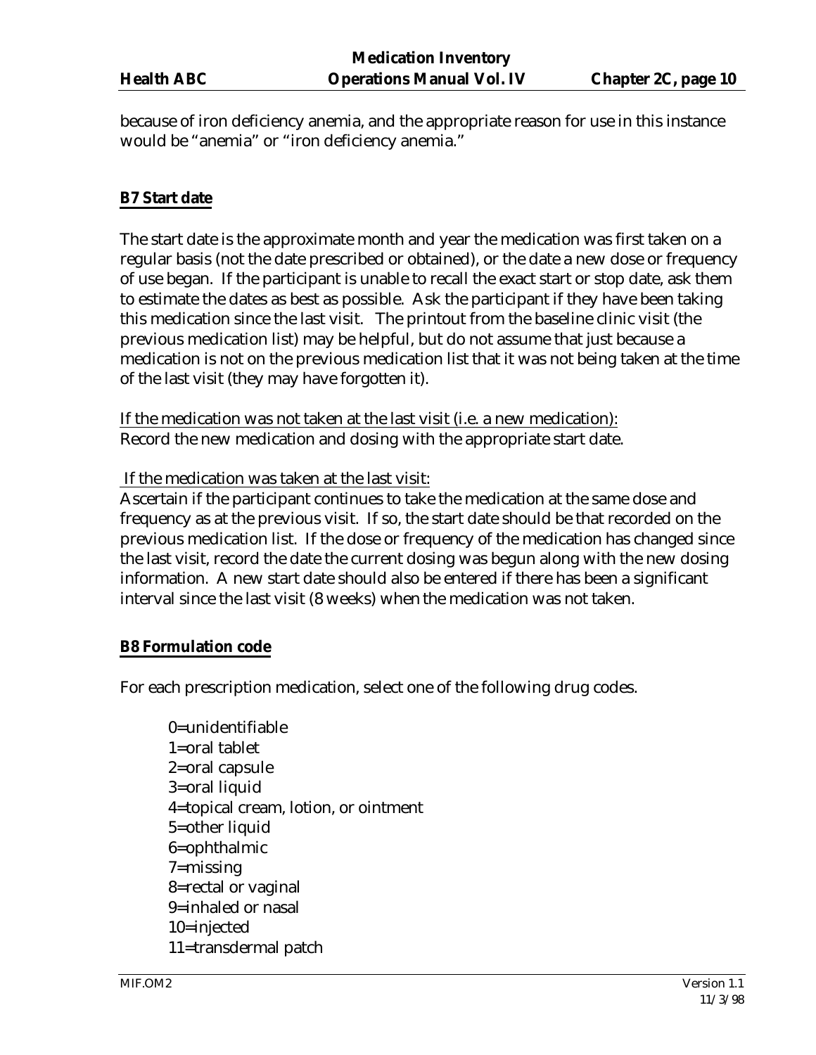because of iron deficiency anemia, and the appropriate reason for use in this instance would be "anemia" or "iron deficiency anemia."

## B7 Start date

The start date is the approximate month and year the medication was first taken on a regular basis (not the date prescribed or obtained), or the date a new dose or frequency of use began. If the participant is unable to recall the exact start or stop date, ask them to estimate the dates as best as possible. Ask the participant if they have been taking this medication since the last visit. The printout from the baseline clinic visit (the previous medication list) may be helpful, but do not assume that just because a medication is not on the previous medication list that it was not being taken at the time of the last visit (they may have forgotten it).

If the medication was not taken at the last visit (i.e. a new medication):
Record the new medication and dosing with the appropriate start date.

If the medication was taken at the last visit:
Ascertain if the participant continues to take the medication at the same dose and frequency as at the previous visit. If so, the start date should be that recorded on the previous medication list. If the dose or frequency of the medication has changed since the last visit, record the date the current dosing was begun along with the new dosing information. A new start date should also be entered if there has been a significant interval since the last visit (8 weeks) when the medication was not taken.

## B8 Formulation code

For each prescription medication, select one of the following drug codes.

0=unidentifiable
1=oral tablet
2=oral capsule
3=oral liquid
4=topical cream, lotion, or ointment
5=other liquid
6=ophthalmic
7=missing
8=rectal or vaginal
9=inhaled or nasal
10=injected
11=transdermal patch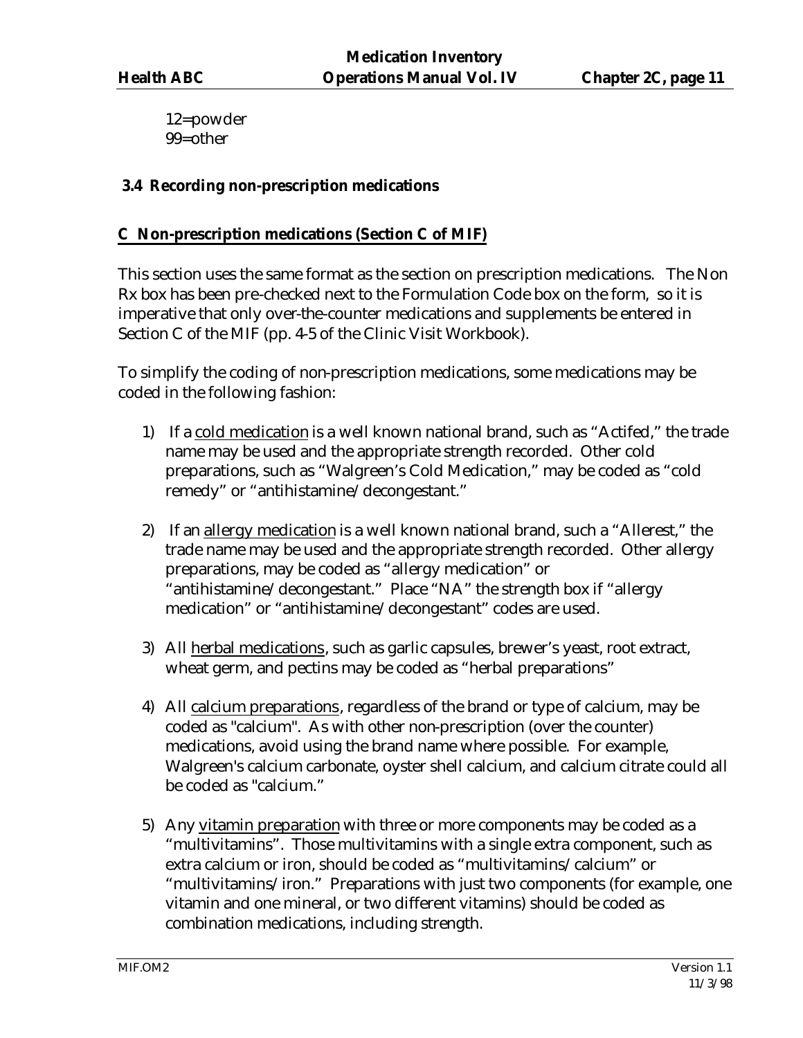12=powder
99=other

### 3.4 Recording non-prescription medications

**C Non-prescription medications (Section C of MIF)**

This section uses the same format as the section on prescription medications. The Non Rx box has been pre-checked next to the Formulation Code box on the form, so it is imperative that only over-the-counter medications and supplements be entered in Section C of the MIF (pp. 4-5 of the Clinic Visit Workbook).

To simplify the coding of non-prescription medications, some medications may be coded in the following fashion:

1) If a cold medication is a well known national brand, such as "Actifed," the trade name may be used and the appropriate strength recorded. Other cold preparations, such as "Walgreen's Cold Medication," may be coded as "cold remedy" or "antihistamine/decongestant."

2) If an allergy medication is a well known national brand, such a "Allerest," the trade name may be used and the appropriate strength recorded. Other allergy preparations, may be coded as "allergy medication" or "antihistamine/decongestant." Place "NA" the strength box if "allergy medication" or "antihistamine/decongestant" codes are used.

3) All herbal medications, such as garlic capsules, brewer's yeast, root extract, wheat germ, and pectins may be coded as "herbal preparations"

4) All calcium preparations, regardless of the brand or type of calcium, may be coded as "calcium". As with other non-prescription (over the counter) medications, avoid using the brand name where possible. For example, Walgreen's calcium carbonate, oyster shell calcium, and calcium citrate could all be coded as "calcium."

5) Any vitamin preparation with three or more components may be coded as a "multivitamins". Those multivitamins with a single extra component, such as extra calcium or iron, should be coded as "multivitamins/calcium" or "multivitamins/iron." Preparations with just two components (for example, one vitamin and one mineral, or two different vitamins) should be coded as combination medications, including strength.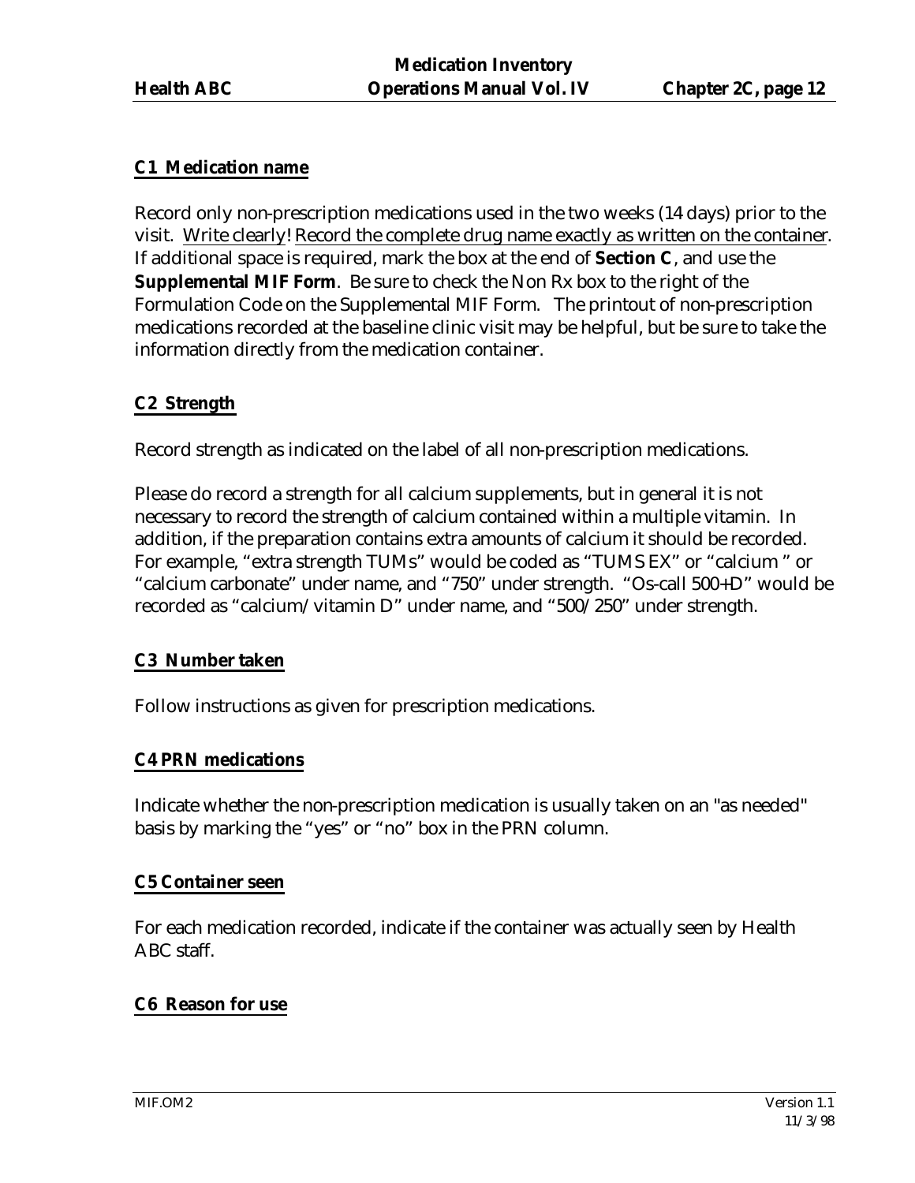### C1 Medication name

Record only non-prescription medications used in the two weeks (14 days) prior to the visit. Write clearly! Record the complete drug name exactly as written on the container. If additional space is required, mark the box at the end of **Section C**, and use the **Supplemental MIF Form**. Be sure to check the Non Rx box to the right of the Formulation Code on the Supplemental MIF Form. The printout of non-prescription medications recorded at the baseline clinic visit may be helpful, but be sure to take the information directly from the medication container.

### C2 Strength

Record strength as indicated on the label of all non-prescription medications.

Please do record a strength for all calcium supplements, but in general it is not necessary to record the strength of calcium contained within a multiple vitamin. In addition, if the preparation contains extra amounts of calcium it should be recorded. For example, "extra strength TUMs" would be coded as "TUMS EX" or "calcium " or "calcium carbonate" under name, and "750" under strength. "Os-call 500+D" would be recorded as "calcium/vitamin D" under name, and "500/250" under strength.

### C3 Number taken

Follow instructions as given for prescription medications.

### C4 PRN medications

Indicate whether the non-prescription medication is usually taken on an "as needed" basis by marking the "yes" or "no" box in the PRN column.

### C5 Container seen

For each medication recorded, indicate if the container was actually seen by Health ABC staff.

### C6 Reason for use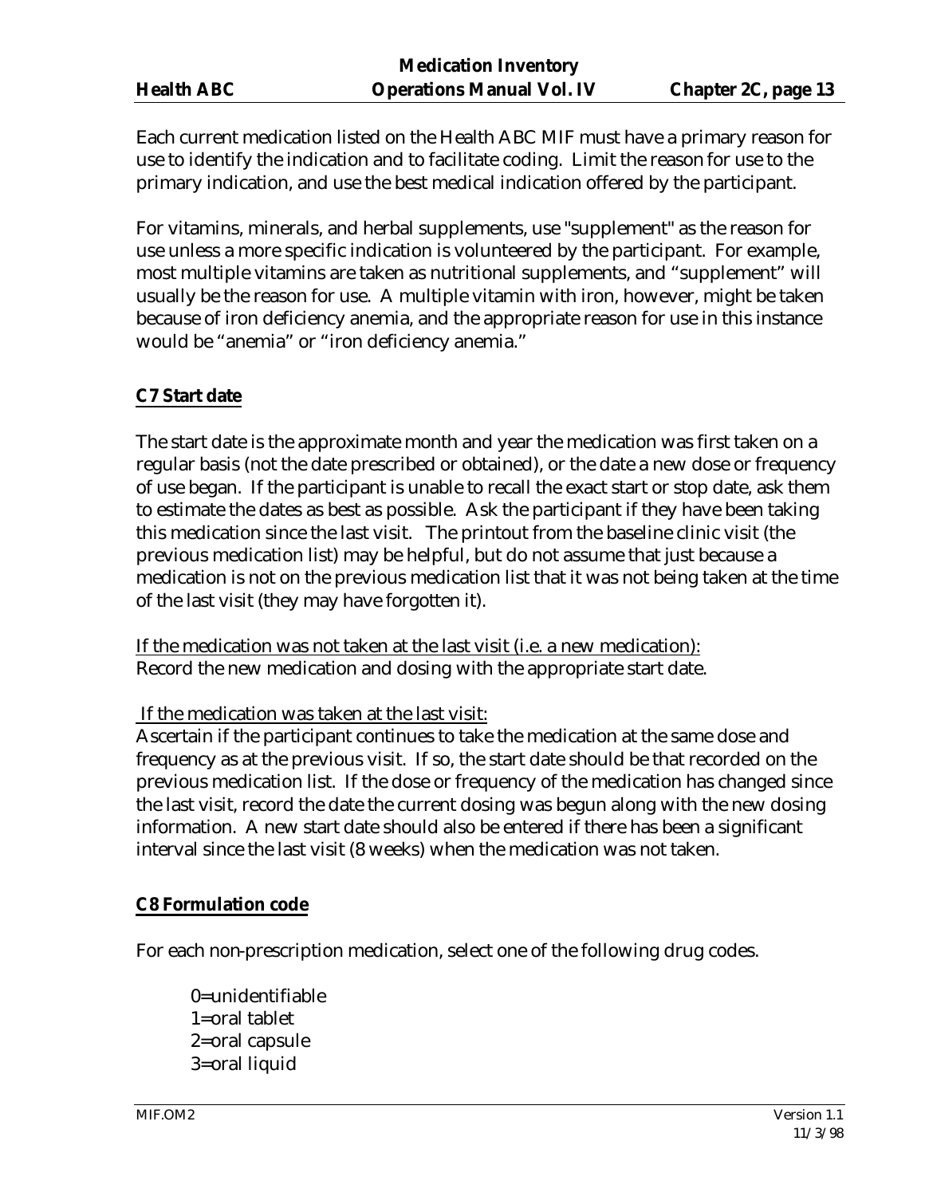Each current medication listed on the Health ABC MIF must have a primary reason for use to identify the indication and to facilitate coding. Limit the reason for use to the primary indication, and use the best medical indication offered by the participant.

For vitamins, minerals, and herbal supplements, use "supplement" as the reason for use unless a more specific indication is volunteered by the participant. For example, most multiple vitamins are taken as nutritional supplements, and "supplement" will usually be the reason for use. A multiple vitamin with iron, however, might be taken because of iron deficiency anemia, and the appropriate reason for use in this instance would be "anemia" or "iron deficiency anemia."

## C7 Start date

The start date is the approximate month and year the medication was first taken on a regular basis (not the date prescribed or obtained), or the date a new dose or frequency of use began. If the participant is unable to recall the exact start or stop date, ask them to estimate the dates as best as possible. Ask the participant if they have been taking this medication since the last visit. The printout from the baseline clinic visit (the previous medication list) may be helpful, but do not assume that just because a medication is not on the previous medication list that it was not being taken at the time of the last visit (they may have forgotten it).

<u>If the medication was not taken at the last visit (i.e. a new medication):</u>
Record the new medication and dosing with the appropriate start date.

<u>If the medication was taken at the last visit:</u>
Ascertain if the participant continues to take the medication at the same dose and frequency as at the previous visit. If so, the start date should be that recorded on the previous medication list. If the dose or frequency of the medication has changed since the last visit, record the date the current dosing was begun along with the new dosing information. A new start date should also be entered if there has been a significant interval since the last visit (8 weeks) when the medication was not taken.

## C8 Formulation code

For each non-prescription medication, select one of the following drug codes.

0=unidentifiable
1=oral tablet
2=oral capsule
3=oral liquid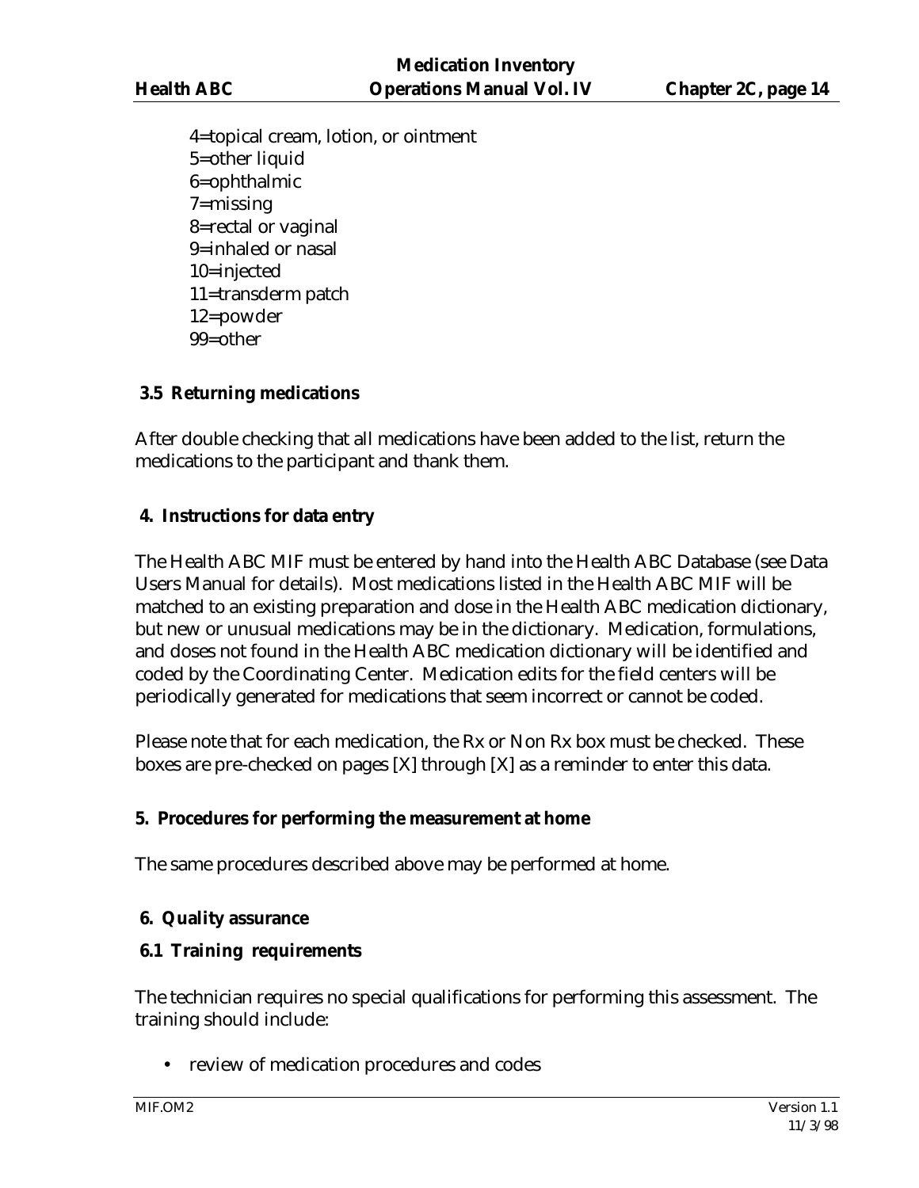4=topical cream, lotion, or ointment
5=other liquid
6=ophthalmic
7=missing
8=rectal or vaginal
9=inhaled or nasal
10=injected
11=transderm patch
12=powder
99=other

### 3.5 Returning medications

After double checking that all medications have been added to the list, return the medications to the participant and thank them.

## 4. Instructions for data entry

The Health ABC MIF must be entered by hand into the Health ABC Database (see Data Users Manual for details). Most medications listed in the Health ABC MIF will be matched to an existing preparation and dose in the Health ABC medication dictionary, but new or unusual medications may be in the dictionary. Medication, formulations, and doses not found in the Health ABC medication dictionary will be identified and coded by the Coordinating Center. Medication edits for the field centers will be periodically generated for medications that seem incorrect or cannot be coded.

Please note that for each medication, the Rx or Non Rx box must be checked. These boxes are pre-checked on pages [X] through [X] as a reminder to enter this data.

## 5. Procedures for performing the measurement at home

The same procedures described above may be performed at home.

## 6. Quality assurance

### 6.1 Training requirements

The technician requires no special qualifications for performing this assessment. The training should include:

- review of medication procedures and codes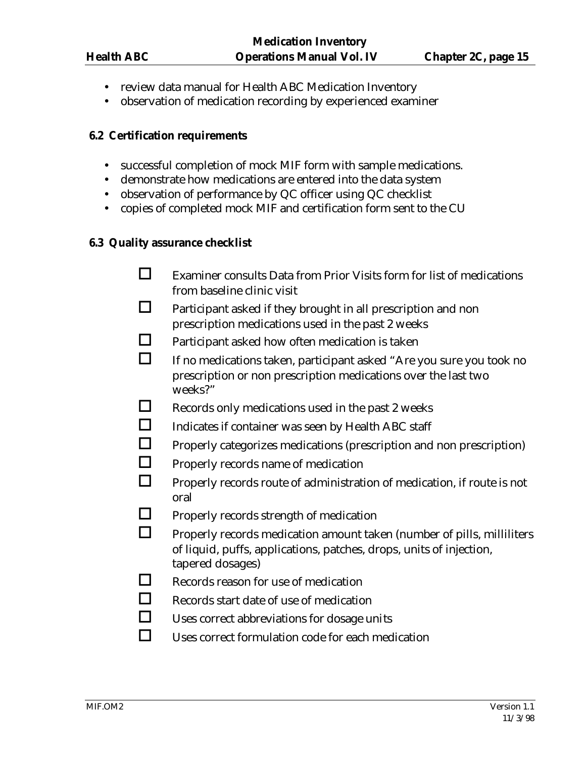- review data manual for Health ABC Medication Inventory
- observation of medication recording by experienced examiner

### 6.2 Certification requirements

- successful completion of mock MIF form with sample medications.
- demonstrate how medications are entered into the data system
- observation of performance by QC officer using QC checklist
- copies of completed mock MIF and certification form sent to the CU

### 6.3 Quality assurance checklist

- ☐ Examiner consults Data from Prior Visits form for list of medications from baseline clinic visit
- ☐ Participant asked if they brought in all prescription and non prescription medications used in the past 2 weeks
- ☐ Participant asked how often medication is taken
- ☐ If no medications taken, participant asked "Are you sure you took no prescription or non prescription medications over the last two weeks?"
- ☐ Records only medications used in the past 2 weeks
- ☐ Indicates if container was seen by Health ABC staff
- ☐ Properly categorizes medications (prescription and non prescription)
- ☐ Properly records name of medication
- ☐ Properly records route of administration of medication, if route is not oral
- ☐ Properly records strength of medication
- ☐ Properly records medication amount taken (number of pills, milliliters of liquid, puffs, applications, patches, drops, units of injection, tapered dosages)
- ☐ Records reason for use of medication
- ☐ Records start date of use of medication
- ☐ Uses correct abbreviations for dosage units
- ☐ Uses correct formulation code for each medication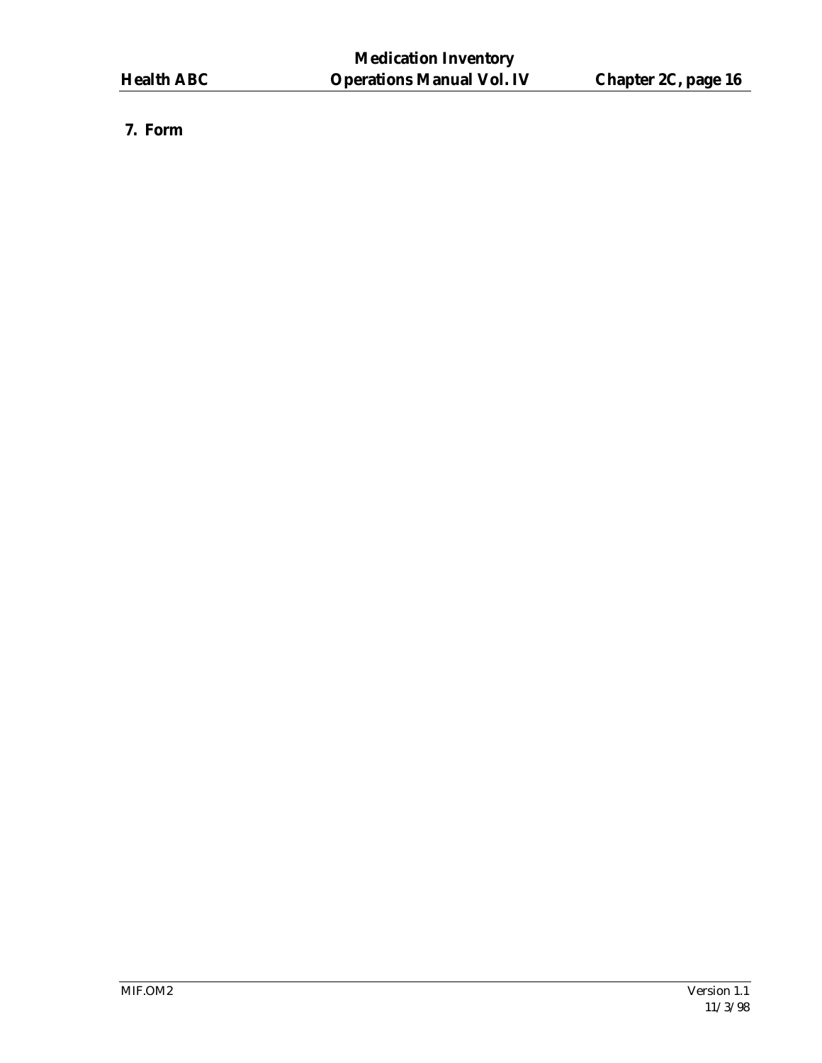## 7. Form